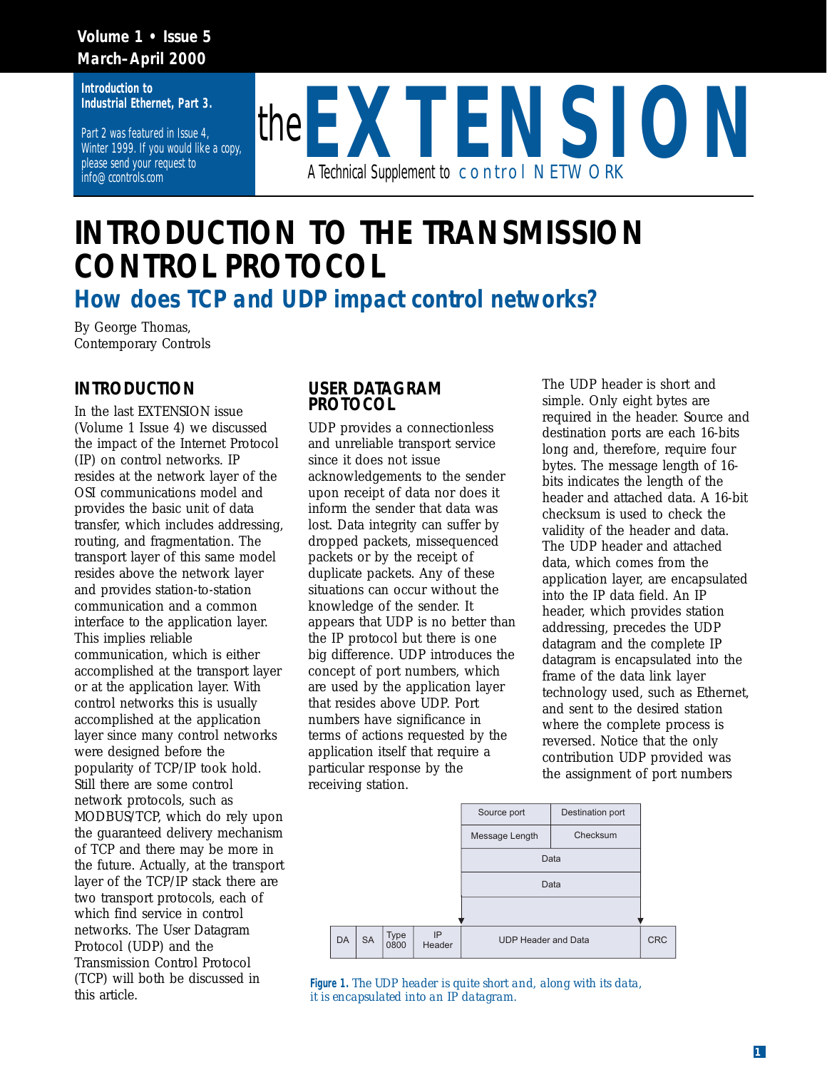Introduction to Industrial Ethernet, Part 3.

Part 2 was featured in Issue 4, Winter 1999. If you would like a copy, please send your request to info@ccontrols.com

the EXTENSION

A Technical Supplement to control NETWORK

# INTRODUCTION TO THE TRANSMISSION CONTROL PROTOCOL

## How does TCP and UDP impact control networks?

By George Thomas,
Contemporary Controls

### INTRODUCTION

In the last EXTENSION issue (Volume 1 Issue 4) we discussed the impact of the Internet Protocol (IP) on control networks. IP resides at the network layer of the OSI communications model and provides the basic unit of data transfer, which includes addressing, routing, and fragmentation. The transport layer of this same model resides above the network layer and provides station-to-station communication and a common interface to the application layer. This implies reliable communication, which is either accomplished at the transport layer or at the application layer. With control networks this is usually accomplished at the application layer since many control networks were designed before the popularity of TCP/IP took hold. Still there are some control network protocols, such as MODBUS/TCP, which do rely upon the guaranteed delivery mechanism of TCP and there may be more in the future. Actually, at the transport layer of the TCP/IP stack there are two transport protocols, each of which find service in control networks. The User Datagram Protocol (UDP) and the Transmission Control Protocol (TCP) will both be discussed in this article.

### USER DATAGRAM PROTOCOL

UDP provides a connectionless and unreliable transport service since it does not issue acknowledgements to the sender upon receipt of data nor does it inform the sender that data was lost. Data integrity can suffer by dropped packets, missequenced packets or by the receipt of duplicate packets. Any of these situations can occur without the knowledge of the sender. It appears that UDP is no better than the IP protocol but there is one big difference. UDP introduces the concept of port numbers, which are used by the application layer that resides above UDP. Port numbers have significance in terms of actions requested by the application itself that require a particular response by the receiving station.

The UDP header is short and simple. Only eight bytes are required in the header. Source and destination ports are each 16-bits long and, therefore, require four bytes. The message length of 16-bits indicates the length of the header and attached data. A 16-bit checksum is used to check the validity of the header and data. The UDP header and attached data, which comes from the application layer, are encapsulated into the IP data field. An IP header, which provides station addressing, precedes the UDP datagram and the complete IP datagram is encapsulated into the frame of the data link layer technology used, such as Ethernet, and sent to the desired station where the complete process is reversed. Notice that the only contribution UDP provided was the assignment of port numbers

| Source port | Destination port |
|---|---|
| Message Length | Checksum |
| Data | |
| Data | |

| DA | SA | Type 0800 | IP Header | UDP Header and Data | CRC |
|---|---|---|---|---|---|

**Figure 1.** *The UDP header is quite short and, along with its data, it is encapsulated into an IP datagram.*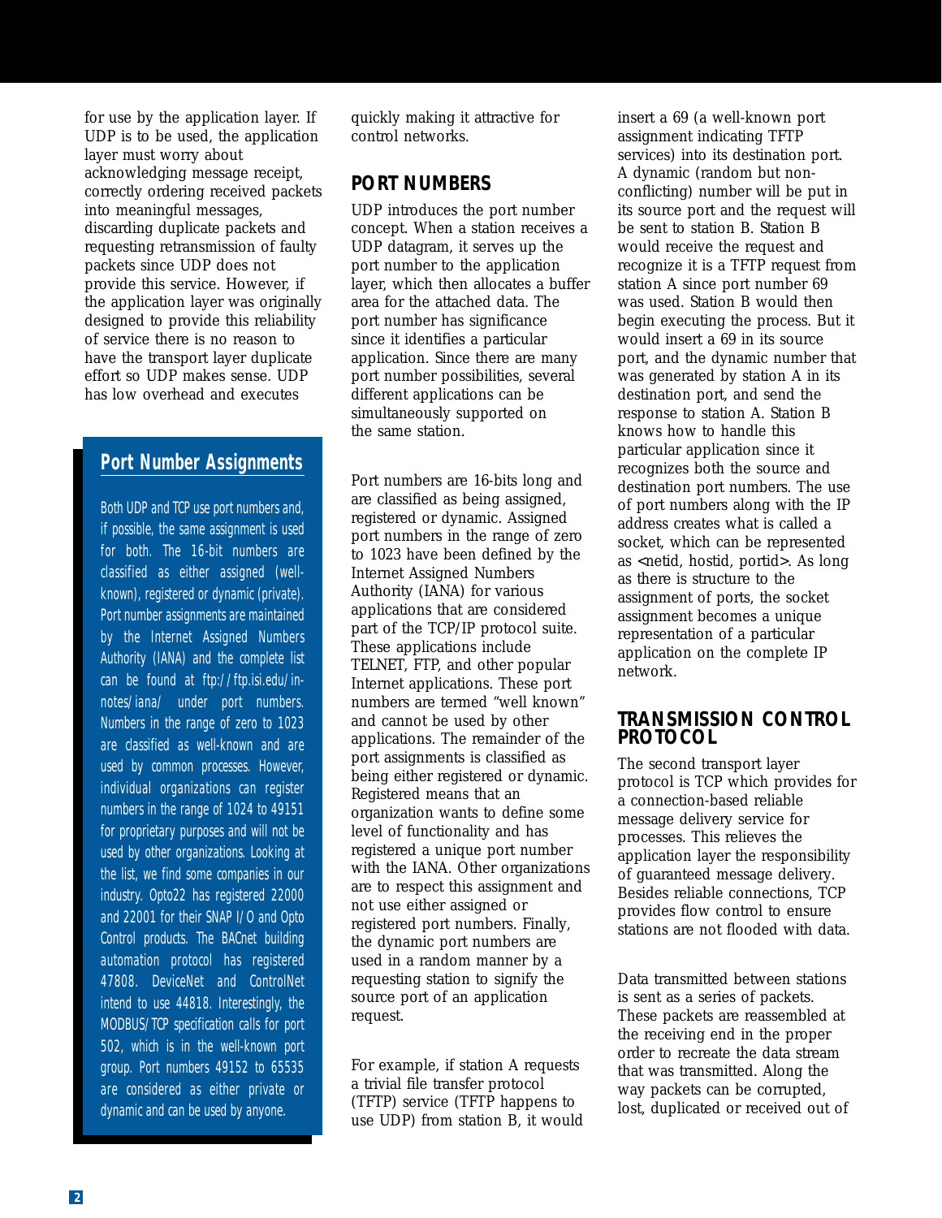for use by the application layer. If UDP is to be used, the application layer must worry about acknowledging message receipt, correctly ordering received packets into meaningful messages, discarding duplicate packets and requesting retransmission of faulty packets since UDP does not provide this service. However, if the application layer was originally designed to provide this reliability of service there is no reason to have the transport layer duplicate effort so UDP makes sense. UDP has low overhead and executes quickly making it attractive for control networks.

## PORT NUMBERS

UDP introduces the port number concept. When a station receives a UDP datagram, it serves up the port number to the application layer, which then allocates a buffer area for the attached data. The port number has significance since it identifies a particular application. Since there are many port number possibilities, several different applications can be simultaneously supported on the same station.

Port numbers are 16-bits long and are classified as being assigned, registered or dynamic. Assigned port numbers in the range of zero to 1023 have been defined by the Internet Assigned Numbers Authority (IANA) for various applications that are considered part of the TCP/IP protocol suite. These applications include TELNET, FTP, and other popular Internet applications. These port numbers are termed "well known" and cannot be used by other applications. The remainder of the port assignments is classified as being either registered or dynamic. Registered means that an organization wants to define some level of functionality and has registered a unique port number with the IANA. Other organizations are to respect this assignment and not use either assigned or registered port numbers. Finally, the dynamic port numbers are used in a random manner by a requesting station to signify the source port of an application request.

For example, if station A requests a trivial file transfer protocol (TFTP) service (TFTP happens to use UDP) from station B, it would insert a 69 (a well-known port assignment indicating TFTP services) into its destination port. A dynamic (random but non-conflicting) number will be put in its source port and the request will be sent to station B. Station B would receive the request and recognize it is a TFTP request from station A since port number 69 was used. Station B would then begin executing the process. But it would insert a 69 in its source port, and the dynamic number that was generated by station A in its destination port, and send the response to station A. Station B knows how to handle this particular application since it recognizes both the source and destination port numbers. The use of port numbers along with the IP address creates what is called a socket, which can be represented as <netid, hostid, portid>. As long as there is structure to the assignment of ports, the socket assignment becomes a unique representation of a particular application on the complete IP network.

### Port Number Assignments

Both UDP and TCP use port numbers and, if possible, the same assignment is used for both. The 16-bit numbers are classified as either assigned (well-known), registered or dynamic (private). Port number assignments are maintained by the Internet Assigned Numbers Authority (IANA) and the complete list can be found at ftp://ftp.isi.edu/in-notes/iana/ under port numbers. Numbers in the range of zero to 1023 are classified as well-known and are used by common processes. However, individual organizations can register numbers in the range of 1024 to 49151 for proprietary purposes and will not be used by other organizations. Looking at the list, we find some companies in our industry. Opto22 has registered 22000 and 22001 for their SNAP I/O and Opto Control products. The BACnet building automation protocol has registered 47808. DeviceNet and ControlNet intend to use 44818. Interestingly, the MODBUS/TCP specification calls for port 502, which is in the well-known port group. Port numbers 49152 to 65535 are considered as either private or dynamic and can be used by anyone.

## TRANSMISSION CONTROL PROTOCOL

The second transport layer protocol is TCP which provides for a connection-based reliable message delivery service for processes. This relieves the application layer the responsibility of guaranteed message delivery. Besides reliable connections, TCP provides flow control to ensure stations are not flooded with data.

Data transmitted between stations is sent as a series of packets. These packets are reassembled at the receiving end in the proper order to recreate the data stream that was transmitted. Along the way packets can be corrupted, lost, duplicated or received out of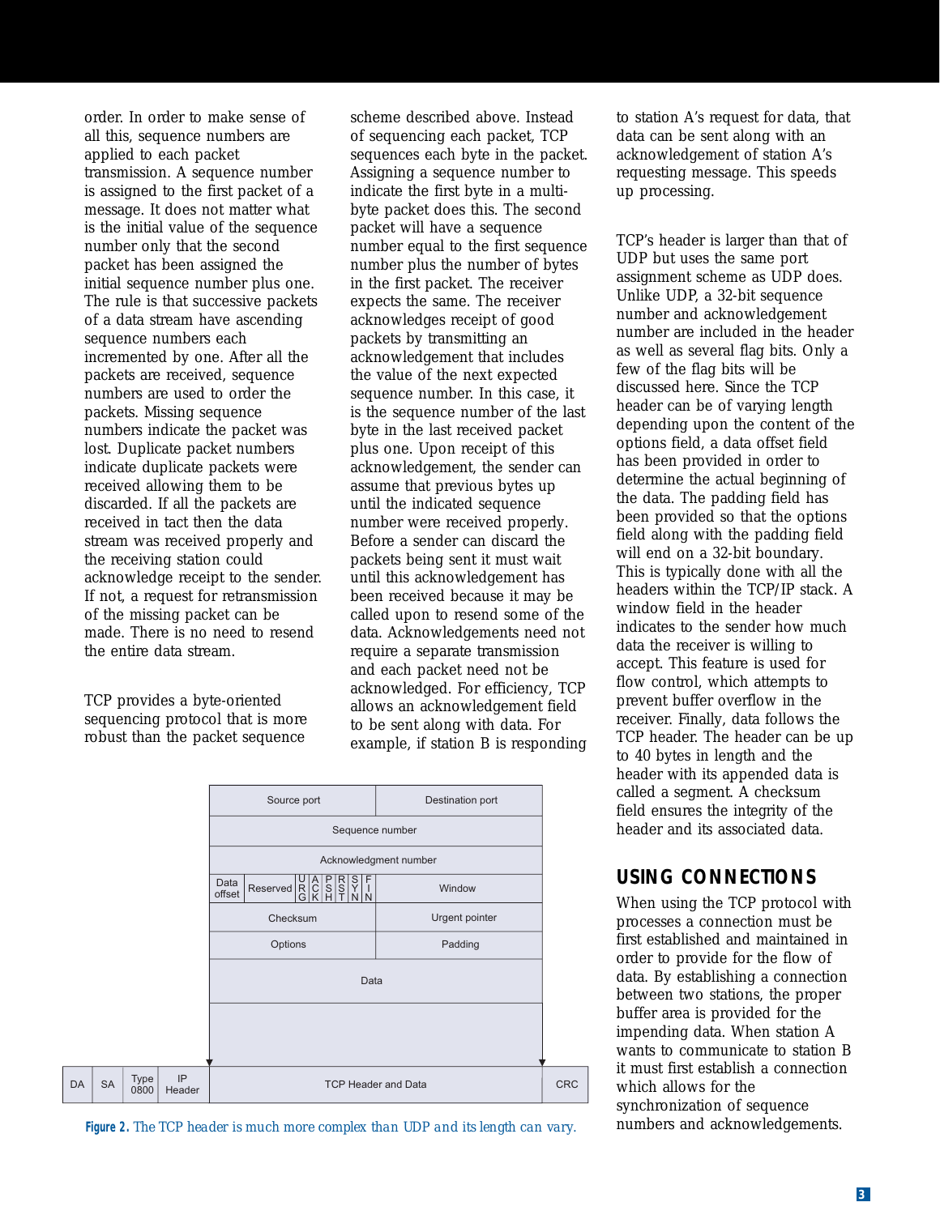order. In order to make sense of all this, sequence numbers are applied to each packet transmission. A sequence number is assigned to the first packet of a message. It does not matter what is the initial value of the sequence number only that the second packet has been assigned the initial sequence number plus one. The rule is that successive packets of a data stream have ascending sequence numbers each incremented by one. After all the packets are received, sequence numbers are used to order the packets. Missing sequence numbers indicate the packet was lost. Duplicate packet numbers indicate duplicate packets were received allowing them to be discarded. If all the packets are received in tact then the data stream was received properly and the receiving station could acknowledge receipt to the sender. If not, a request for retransmission of the missing packet can be made. There is no need to resend the entire data stream.

TCP provides a byte-oriented sequencing protocol that is more robust than the packet sequence scheme described above. Instead of sequencing each packet, TCP sequences each byte in the packet. Assigning a sequence number to indicate the first byte in a multi-byte packet does this. The second packet will have a sequence number equal to the first sequence number plus the number of bytes in the first packet. The receiver expects the same. The receiver acknowledges receipt of good packets by transmitting an acknowledgement that includes the value of the next expected sequence number. In this case, it is the sequence number of the last byte in the last received packet plus one. Upon receipt of this acknowledgement, the sender can assume that previous bytes up until the indicated sequence number were received properly. Before a sender can discard the packets being sent it must wait until this acknowledgement has been received because it may be called upon to resend some of the data. Acknowledgements need not require a separate transmission and each packet need not be acknowledged. For efficiency, TCP allows an acknowledgement field to be sent along with data. For example, if station B is responding to station A's request for data, that data can be sent along with an acknowledgement of station A's requesting message. This speeds up processing.

TCP's header is larger than that of UDP but uses the same port assignment scheme as UDP does. Unlike UDP, a 32-bit sequence number and acknowledgement number are included in the header as well as several flag bits. Only a few of the flag bits will be discussed here. Since the TCP header can be of varying length depending upon the content of the options field, a data offset field has been provided in order to determine the actual beginning of the data. The padding field has been provided so that the options field along with the padding field will end on a 32-bit boundary. This is typically done with all the headers within the TCP/IP stack. A window field in the header indicates to the sender how much data the receiver is willing to accept. This feature is used for flow control, which attempts to prevent buffer overflow in the receiver. Finally, data follows the TCP header. The header can be up to 40 bytes in length and the header with its appended data is called a segment. A checksum field ensures the integrity of the header and its associated data.

| Source port | | | | | | | | | Destination port |
|---|---|---|---|---|---|---|---|---|---|
| Sequence number | | | | | | | | | |
| Acknowledgment number | | | | | | | | | |
| Data offset | Reserved | URG | ACK | PSH | RST | SYN | FIN | | Window |
| Checksum | | | | | | | | | Urgent pointer |
| Options | | | | | | | | | Padding |
| Data | | | | | | | | | |

| DA | SA | Type 0800 | IP Header | TCP Header and Data | CRC |
|---|---|---|---|---|---|

**Figure 2.** The TCP header is much more complex than UDP and its length can vary.

## USING CONNECTIONS

When using the TCP protocol with processes a connection must be first established and maintained in order to provide for the flow of data. By establishing a connection between two stations, the proper buffer area is provided for the impending data. When station A wants to communicate to station B it must first establish a connection which allows for the synchronization of sequence numbers and acknowledgements.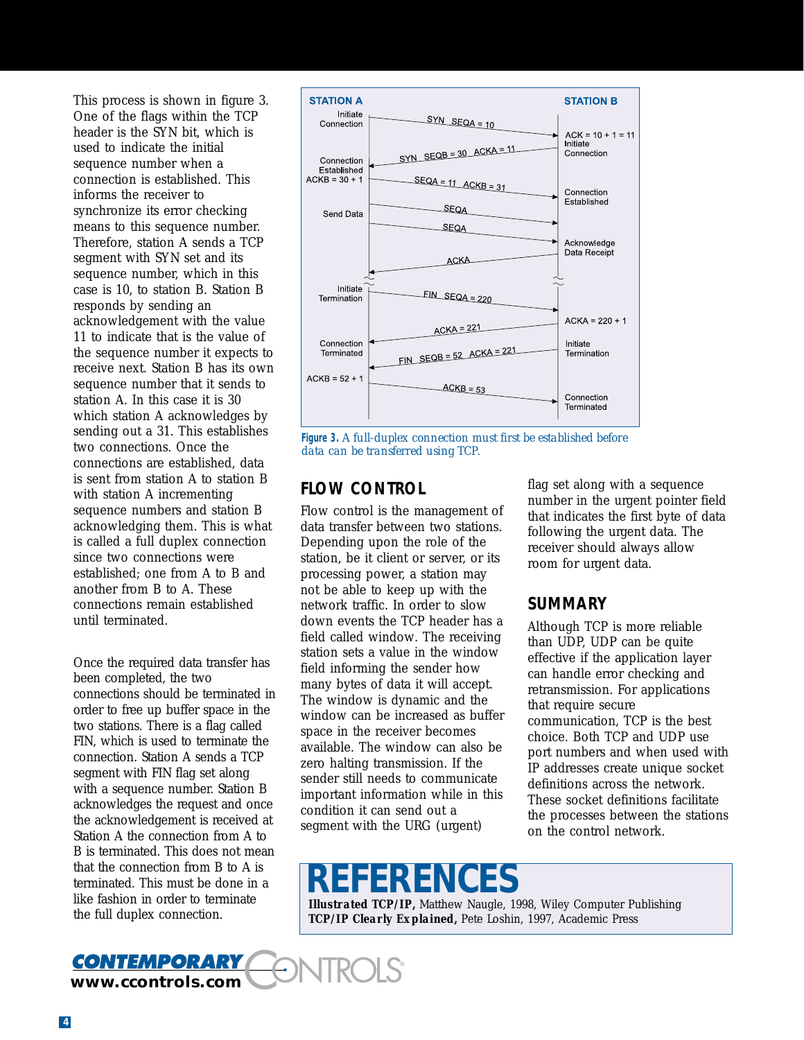This process is shown in figure 3. One of the flags within the TCP header is the SYN bit, which is used to indicate the initial sequence number when a connection is established. This informs the receiver to synchronize its error checking means to this sequence number. Therefore, station A sends a TCP segment with SYN set and its sequence number, which in this case is 10, to station B. Station B responds by sending an acknowledgement with the value 11 to indicate that is the value of the sequence number it expects to receive next. Station B has its own sequence number that it sends to station A. In this case it is 30 which station A acknowledges by sending out a 31. This establishes two connections. Once the connections are established, data is sent from station A to station B with station A incrementing sequence numbers and station B acknowledging them. This is what is called a full duplex connection since two connections were established; one from A to B and another from B to A. These connections remain established until terminated.

Once the required data transfer has been completed, the two connections should be terminated in order to free up buffer space in the two stations. There is a flag called FIN, which is used to terminate the connection. Station A sends a TCP segment with FIN flag set along with a sequence number. Station B acknowledges the request and once the acknowledgement is received at Station A the connection from A to B is terminated. This does not mean that the connection from B to A is terminated. This must be done in a like fashion in order to terminate the full duplex connection.

STATION A
STATION B
Initiate Connection
SYN SEQA = 10
ACK = 10 + 1 = 11
Initiate Connection
SYN SEQB = 30 ACKA = 11
Connection Established
ACKB = 30 + 1
SEQA = 11 ACKB = 31
Connection Established
Send Data
SEQA
SEQA
Acknowledge Data Receipt
ACKA
Initiate Termination
FIN SEQA = 220
ACKA = 220 + 1
ACKA = 221
Connection Terminated
Initiate Termination
FIN SEQB = 52 ACKA = 221
ACKB = 52 + 1
ACKB = 53
Connection Terminated

**Figure 3.** *A full-duplex connection must first be established before data can be transferred using TCP.*

## FLOW CONTROL

Flow control is the management of data transfer between two stations. Depending upon the role of the station, be it client or server, or its processing power, a station may not be able to keep up with the network traffic. In order to slow down events the TCP header has a field called window. The receiving station sets a value in the window field informing the sender how many bytes of data it will accept. The window is dynamic and the window can be increased as buffer space in the receiver becomes available. The window can also be zero halting transmission. If the sender still needs to communicate important information while in this condition it can send out a segment with the URG (urgent) flag set along with a sequence number in the urgent pointer field that indicates the first byte of data following the urgent data. The receiver should always allow room for urgent data.

## SUMMARY

Although TCP is more reliable than UDP, UDP can be quite effective if the application layer can handle error checking and retransmission. For applications that require secure communication, TCP is the best choice. Both TCP and UDP use port numbers and when used with IP addresses create unique socket definitions across the network. These socket definitions facilitate the processes between the stations on the control network.

# REFERENCES

**Illustrated TCP/IP,** Matthew Naugle, 1998, Wiley Computer Publishing
**TCP/IP Clearly Explained,** Pete Loshin, 1997, Academic Press

CONTEMPORARY CONTROLS
www.ccontrols.com